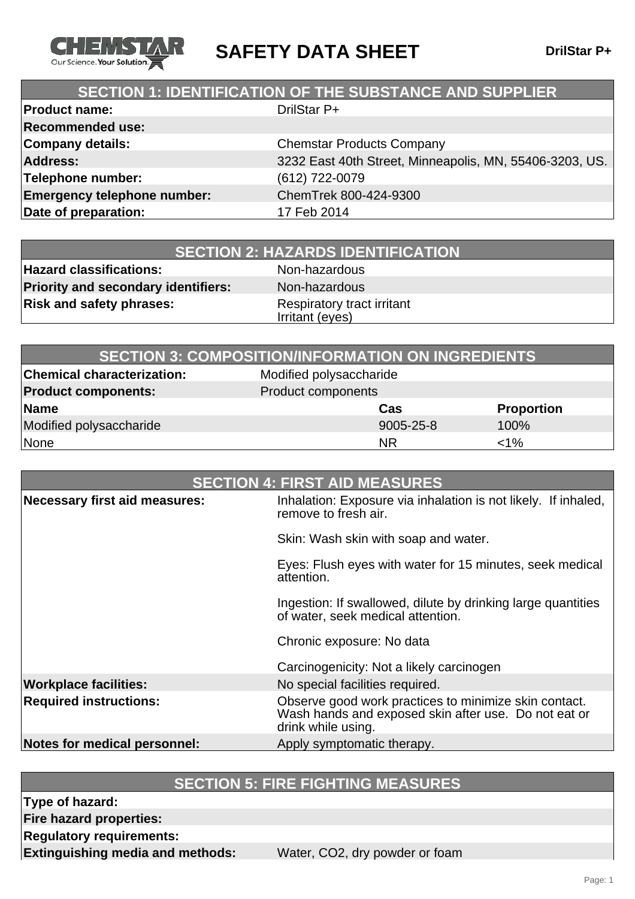# SAFETY DATA SHEET

**DrilStar P+**

## SECTION 1: IDENTIFICATION OF THE SUBSTANCE AND SUPPLIER

| | |
|---|---|
| **Product name:** | DrilStar P+ |
| **Recommended use:** | |
| **Company details:** | Chemstar Products Company |
| **Address:** | 3232 East 40th Street, Minneapolis, MN, 55406-3203, US. |
| **Telephone number:** | (612) 722-0079 |
| **Emergency telephone number:** | ChemTrek 800-424-9300 |
| **Date of preparation:** | 17 Feb 2014 |

## SECTION 2: HAZARDS IDENTIFICATION

| | |
|---|---|
| **Hazard classifications:** | Non-hazardous |
| **Priority and secondary identifiers:** | Non-hazardous |
| **Risk and safety phrases:** | Respiratory tract irritant<br>Irritant (eyes) |

## SECTION 3: COMPOSITION/INFORMATION ON INGREDIENTS

| | | |
|---|---|---|
| **Chemical characterization:** | Modified polysaccharide | |
| **Product components:** | Product components | |
| **Name** | **Cas** | **Proportion** |
| Modified polysaccharide | 9005-25-8 | 100% |
| None | NR | <1% |

## SECTION 4: FIRST AID MEASURES

| | |
|---|---|
| **Necessary first aid measures:** | Inhalation: Exposure via inhalation is not likely. If inhaled, remove to fresh air.<br><br>Skin: Wash skin with soap and water.<br><br>Eyes: Flush eyes with water for 15 minutes, seek medical attention.<br><br>Ingestion: If swallowed, dilute by drinking large quantities of water, seek medical attention.<br><br>Chronic exposure: No data<br><br>Carcinogenicity: Not a likely carcinogen |
| **Workplace facilities:** | No special facilities required. |
| **Required instructions:** | Observe good work practices to minimize skin contact. Wash hands and exposed skin after use. Do not eat or drink while using. |
| **Notes for medical personnel:** | Apply symptomatic therapy. |

## SECTION 5: FIRE FIGHTING MEASURES

| | |
|---|---|
| **Type of hazard:** | |
| **Fire hazard properties:** | |
| **Regulatory requirements:** | |
| **Extinguishing media and methods:** | Water, $CO_2$, dry powder or foam |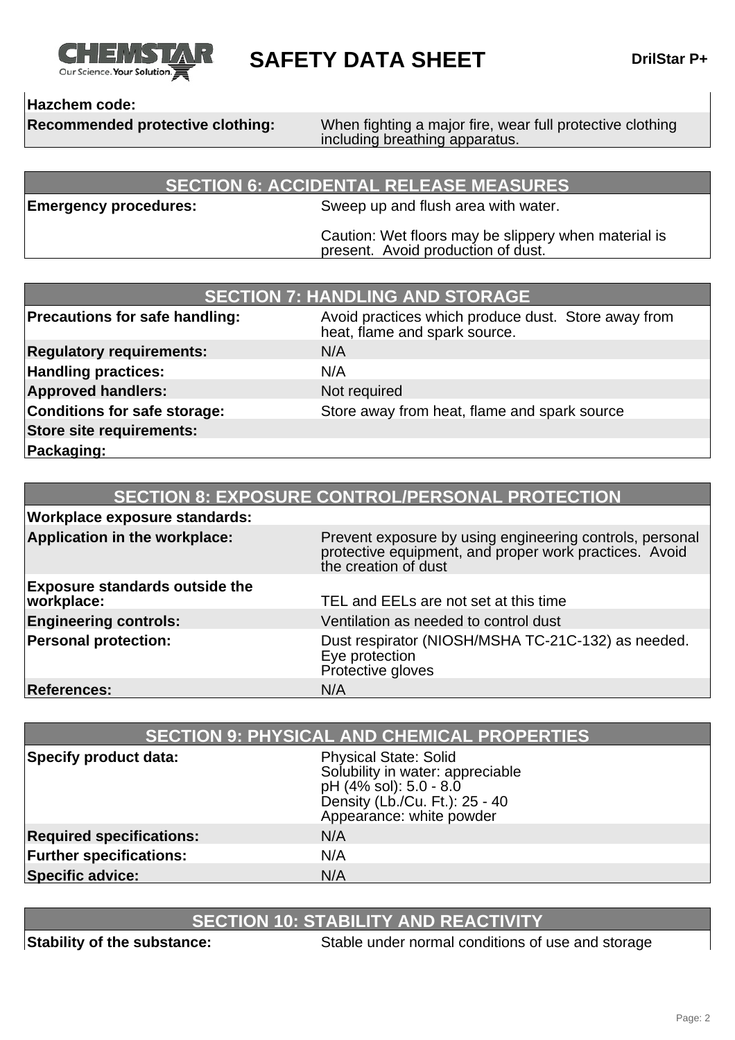| | |
|---|---|
| **Hazchem code:** | |
| **Recommended protective clothing:** | When fighting a major fire, wear full protective clothing including breathing apparatus. |

## SECTION 6: ACCIDENTAL RELEASE MEASURES

| | |
|---|---|
| **Emergency procedures:** | Sweep up and flush area with water.<br><br>Caution: Wet floors may be slippery when material is present. Avoid production of dust. |

## SECTION 7: HANDLING AND STORAGE

| | |
|---|---|
| **Precautions for safe handling:** | Avoid practices which produce dust. Store away from heat, flame and spark source. |
| **Regulatory requirements:** | N/A |
| **Handling practices:** | N/A |
| **Approved handlers:** | Not required |
| **Conditions for safe storage:** | Store away from heat, flame and spark source |
| **Store site requirements:** | |
| **Packaging:** | |

## SECTION 8: EXPOSURE CONTROL/PERSONAL PROTECTION

| | |
|---|---|
| **Workplace exposure standards:** | |
| **Application in the workplace:** | Prevent exposure by using engineering controls, personal protective equipment, and proper work practices. Avoid the creation of dust |
| **Exposure standards outside the workplace:** | TEL and EELs are not set at this time |
| **Engineering controls:** | Ventilation as needed to control dust |
| **Personal protection:** | Dust respirator (NIOSH/MSHA TC-21C-132) as needed.<br>Eye protection<br>Protective gloves |
| **References:** | N/A |

## SECTION 9: PHYSICAL AND CHEMICAL PROPERTIES

| | |
|---|---|
| **Specify product data:** | Physical State: Solid<br>Solubility in water: appreciable<br>pH (4% sol): 5.0 - 8.0<br>Density (Lb./Cu. Ft.): 25 - 40<br>Appearance: white powder |
| **Required specifications:** | N/A |
| **Further specifications:** | N/A |
| **Specific advice:** | N/A |

## SECTION 10: STABILITY AND REACTIVITY

| | |
|---|---|
| **Stability of the substance:** | Stable under normal conditions of use and storage |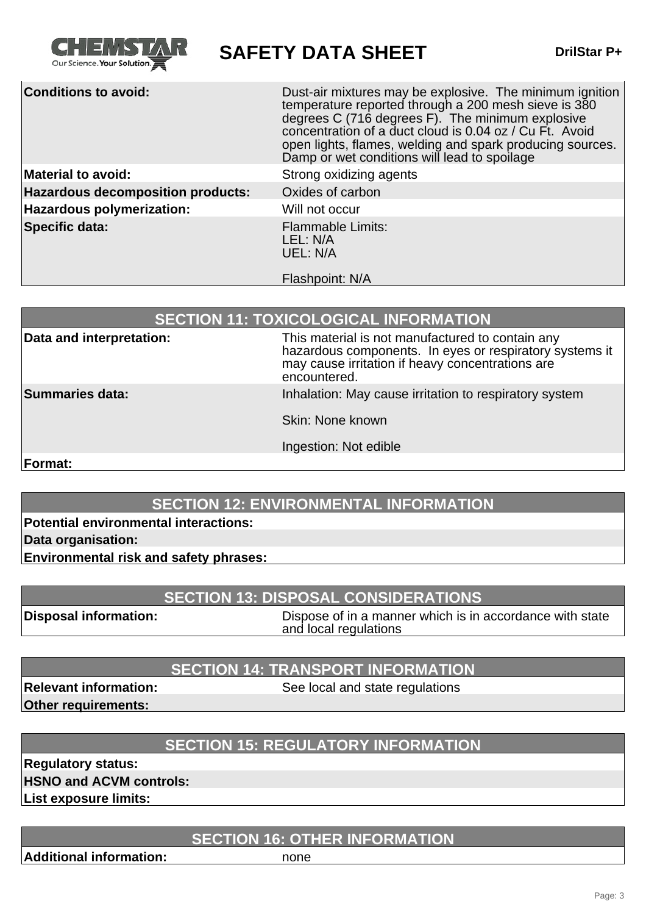| | |
|---|---|
| **Conditions to avoid:** | Dust-air mixtures may be explosive. The minimum ignition temperature reported through a 200 mesh sieve is 380 degrees C (716 degrees F). The minimum explosive concentration of a duct cloud is 0.04 oz / Cu Ft. Avoid open lights, flames, welding and spark producing sources. Damp or wet conditions will lead to spoilage |
| **Material to avoid:** | Strong oxidizing agents |
| **Hazardous decomposition products:** | Oxides of carbon |
| **Hazardous polymerization:** | Will not occur |
| **Specific data:** | Flammable Limits:<br>LEL: N/A<br>UEL: N/A<br><br>Flashpoint: N/A |

## SECTION 11: TOXICOLOGICAL INFORMATION

| | |
|---|---|
| **Data and interpretation:** | This material is not manufactured to contain any hazardous components. In eyes or respiratory systems it may cause irritation if heavy concentrations are encountered. |
| **Summaries data:** | Inhalation: May cause irritation to respiratory system<br><br>Skin: None known<br><br>Ingestion: Not edible |
| **Format:** | |

## SECTION 12: ENVIRONMENTAL INFORMATION

| | |
|---|---|
| **Potential environmental interactions:** | |
| **Data organisation:** | |
| **Environmental risk and safety phrases:** | |

## SECTION 13: DISPOSAL CONSIDERATIONS

| | |
|---|---|
| **Disposal information:** | Dispose of in a manner which is in accordance with state and local regulations |

## SECTION 14: TRANSPORT INFORMATION

| | |
|---|---|
| **Relevant information:** | See local and state regulations |
| **Other requirements:** | |

## SECTION 15: REGULATORY INFORMATION

| | |
|---|---|
| **Regulatory status:** | |
| **HSNO and ACVM controls:** | |
| **List exposure limits:** | |

## SECTION 16: OTHER INFORMATION

| | |
|---|---|
| **Additional information:** | none |